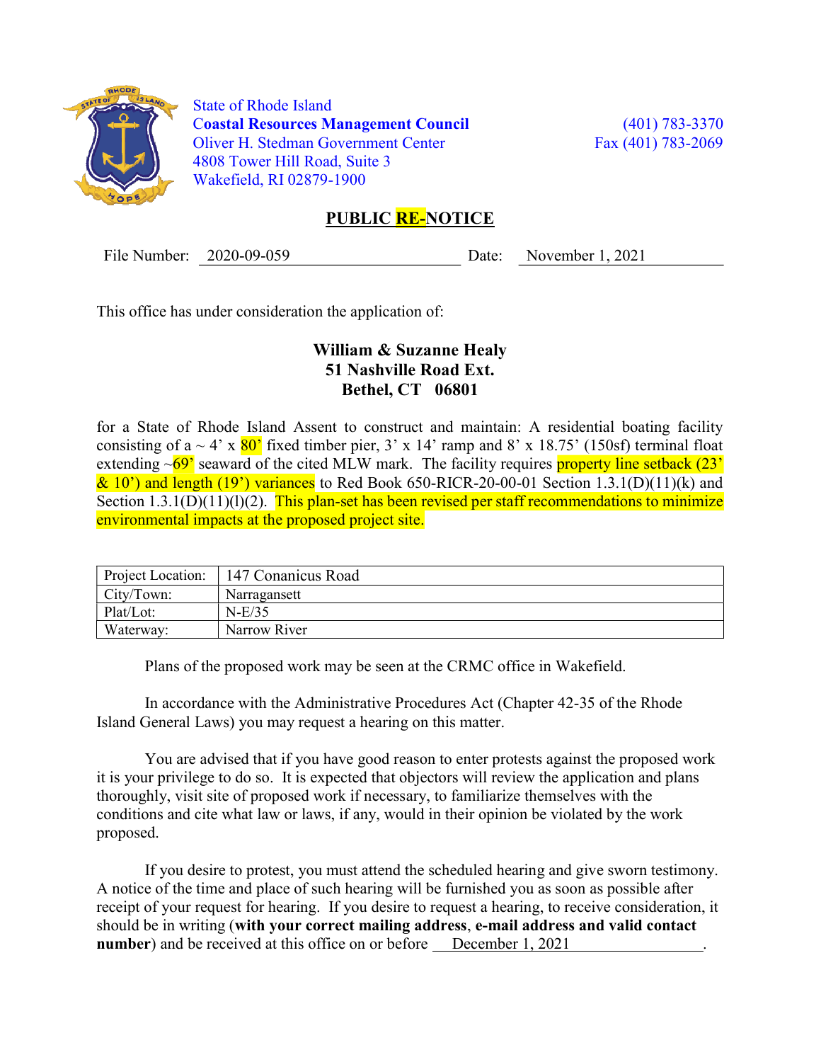State of Rhode Island
**Coastal Resources Management Council**
Oliver H. Stedman Government Center
4808 Tower Hill Road, Suite 3
Wakefield, RI 02879-1900

(401) 783-3370
Fax (401) 783-2069

# PUBLIC RE-NOTICE

File Number: 2020-09-059    Date: November 1, 2021

This office has under consideration the application of:

**William & Suzanne Healy**
**51 Nashville Road Ext.**
**Bethel, CT 06801**

for a State of Rhode Island Assent to construct and maintain: A residential boating facility consisting of a ~ 4' x 80' fixed timber pier, 3' x 14' ramp and 8' x 18.75' (150sf) terminal float extending ~69' seaward of the cited MLW mark. The facility requires property line setback (23' & 10') and length (19') variances to Red Book 650-RICR-20-00-01 Section 1.3.1(D)(11)(k) and Section 1.3.1(D)(11)(l)(2). This plan-set has been revised per staff recommendations to minimize environmental impacts at the proposed project site.

| Project Location: | 147 Conanicus Road |
|---|---|
| City/Town: | Narragansett |
| Plat/Lot: | N-E/35 |
| Waterway: | Narrow River |

Plans of the proposed work may be seen at the CRMC office in Wakefield.

In accordance with the Administrative Procedures Act (Chapter 42-35 of the Rhode Island General Laws) you may request a hearing on this matter.

You are advised that if you have good reason to enter protests against the proposed work it is your privilege to do so. It is expected that objectors will review the application and plans thoroughly, visit site of proposed work if necessary, to familiarize themselves with the conditions and cite what law or laws, if any, would in their opinion be violated by the work proposed.

If you desire to protest, you must attend the scheduled hearing and give sworn testimony. A notice of the time and place of such hearing will be furnished you as soon as possible after receipt of your request for hearing. If you desire to request a hearing, to receive consideration, it should be in writing (**with your correct mailing address**, **e-mail address and valid contact number**) and be received at this office on or before December 1, 2021.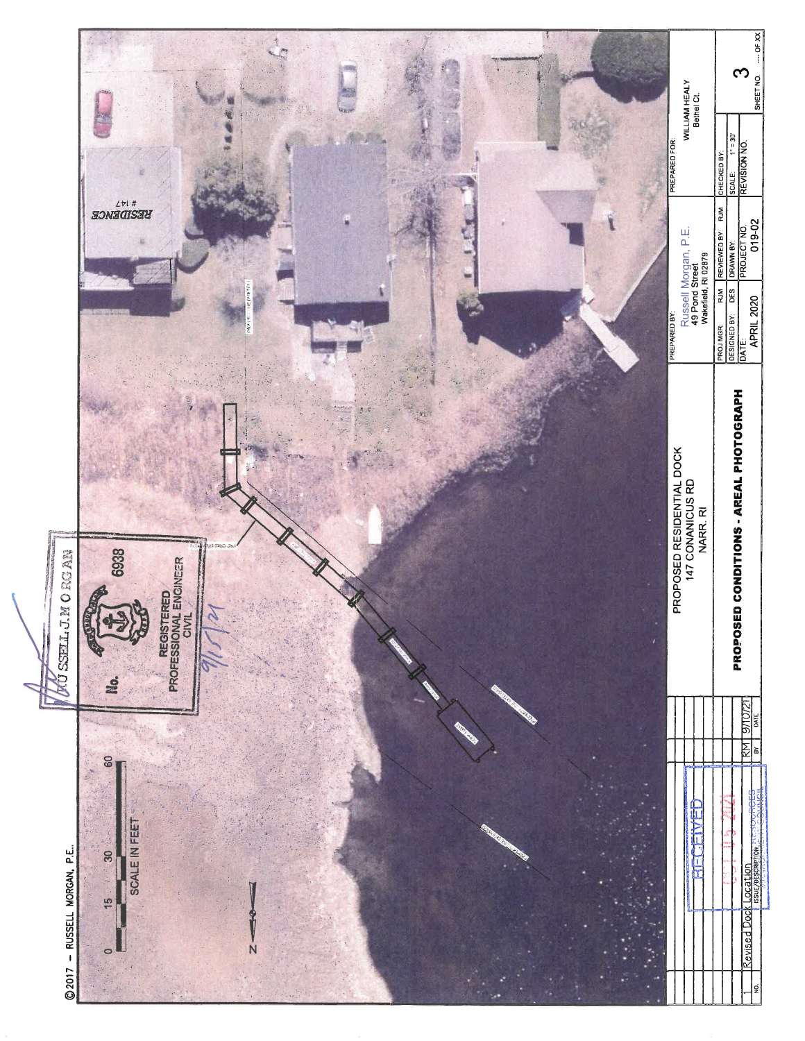©2017 – RUSSELL MORGAN, P.E.

0 15 30 60

SCALE IN FEET

N

RESIDENCE #147

RUSSELL J. MORGAN
No. 6938
REGISTERED PROFESSIONAL ENGINEER CIVIL
9/15/21

| NO. | ISSUE/DESCRIPTION | BY | DATE |
|---|---|---|---|
| 1 | Revised Dock Location | RM | 9/10/21 |

RECEIVED
OCT 05 2021
COASTAL RESOURCES MANAGEMENT COUNCIL

PROPOSED RESIDENTIAL DOCK
147 CONANICUS RD
NARR. RI

**PROPOSED CONDITIONS - AREAL PHOTOGRAPH**

PREPARED BY:
Russell Morgan, P.E.
49 Pond Street
Wakefield, RI 02879

PREPARED FOR:
WILLIAM HEALY
Bethel Ct.

| PROJ MGR: RJM | REVIEWED BY: RJM | CHECKED BY: | |
|---|---|---|---|
| DESIGNED BY: DES | DRAWN BY: | SCALE: 1" = 30' | 3 |
| DATE: APRIL 2020 | PROJECT NO. 019-02 | REVISION NO. | SHEET NO. --- OF XX |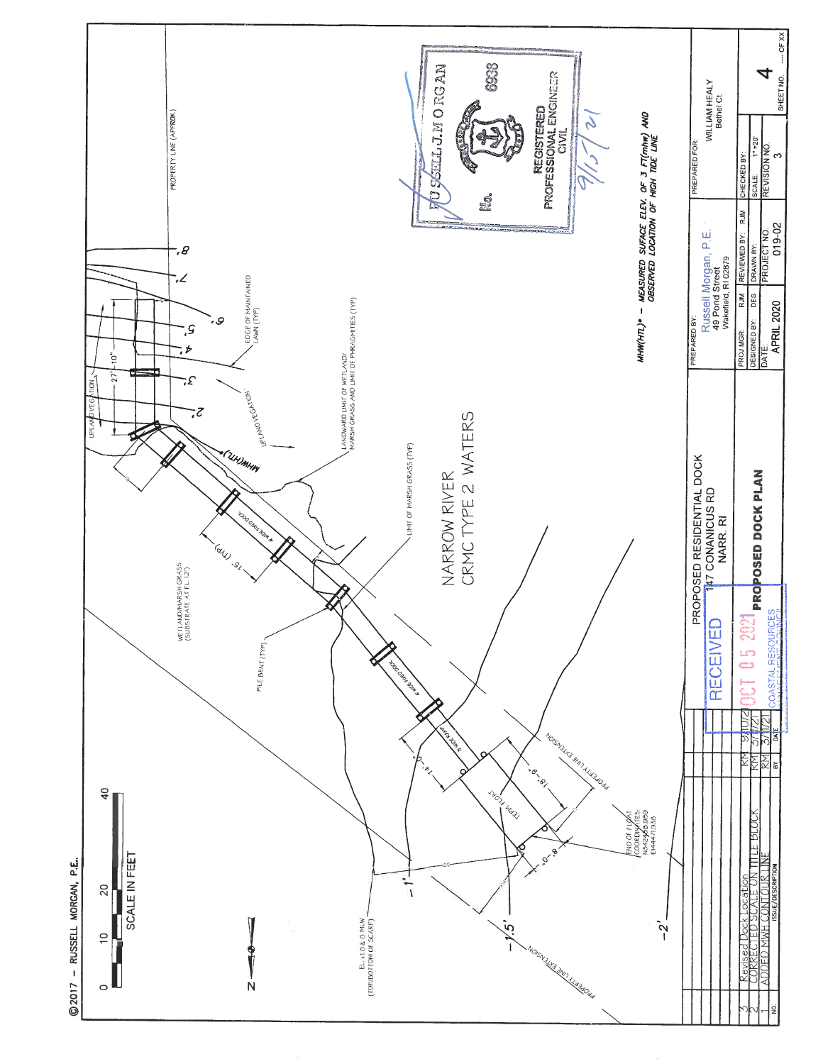© 2017 – RUSSELL MORGAN, P.E.

SCALE IN FEET

0 10 20 40

N

PROPERTY LINE (APPROX.)

EDGE OF MAINTAINED LAWN (TYP)

UPLAND VEGETATION

UPLAND VEGETATION

27'-10"

MHW(HTL)

LANDWARD LIMIT OF WETLAND/ MARSH GRASS AND LIMIT OF PHRAGMITIES (TYP)

LIMIT OF MARSH GRASS (TYP)

WETLAND/MARSH GRASS (SUBSTRATE AT EL. 1.2')

PILE BENT (TYP)

15' (TYP)

4' WIDE FIXED DOCK

4' WIDE FIXED DOCK

3' WIDE RAMP

14'-0"

18'-9"

TERM FLOAT

8'-0"

PROPERTY LINE EXTENSION

PROPERTY LINE EXTENSION

END OF FLOAT COORDINATES: N142466.959 E144471.938

EL. +1.0 & 0 MLW (TOP/BOTTOM OF SCARP)

NARROW RIVER
CRMC TYPE 2 WATERS

8' 7' 6' 5' 4' 3' 2'

-1' -1.5' -2'

*MHW(HTL)* – MEASURED SUFACE ELEV. OF 3 FT(mhw) AND OBSERVED LOCATION OF HIGH TIDE LINE*

RUSSELL J. MORGAN
No. 6938
REGISTERED PROFESSIONAL ENGINEER
CIVIL
9/10/21

RECEIVED
OCT 05 2021
COASTAL RESOURCES MANAGEMENT COUNCIL

PROPOSED RESIDENTIAL DOCK
147 CONANICUS RD
NARR. RI

**PROPOSED DOCK PLAN**

| NO. | ISSUE/DESCRIPTION | BY | DATE |
|---|---|---|---|
| 3 | Revised Dock location | RM | 9/10/21 |
| 2 | CORRECTED SCALE ON TITLE BLOCK | RM | 5/7/21 |
| 1 | ADDED MWH CONTOUR LINE | RM | 5/7/21 |

| PREPARED BY: | | PREPARED FOR: | |
|---|---|---|---|
| Russell Morgan, P.E. 49 Pond Street Wakefield, RI 02879 | | WILLIAM HEALY Bethel Ct. | |
| PROJ MGR: RJM | REVIEWED BY: RJM | CHECKED BY: | |
| DESIGNED BY: DES | DRAWN BY: | SCALE: 1"=20' | |
| DATE: APRIL 2020 | PROJECT NO: 019-02 | REVISION NO. 3 | SHEET NO. 4 OF XX |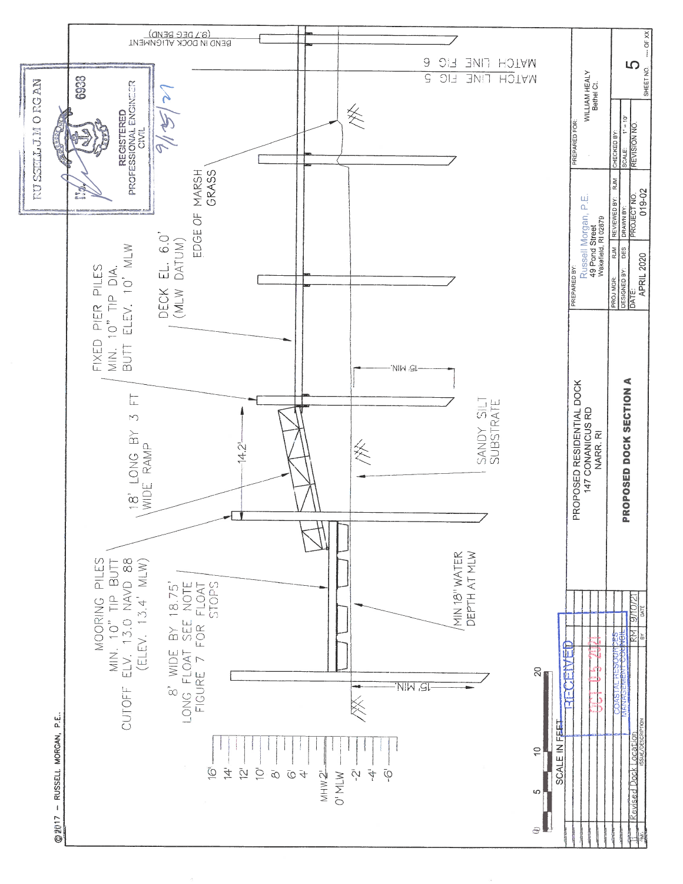©2017 – RUSSELL MORGAN, P.E.

BEND IN DOCK ALIGNMENT (9.7 DEG BEND)

MATCH LINE FIG 6

MATCH LINE FIG 5

RUSSELL J. MORGAN
No. 6938
REGISTERED PROFESSIONAL ENGINEER CIVIL
9/15/21

EDGE OF MARSH GRASS

DECK EL. 6.0' (MLW DATUM)

FIXED PIER PILES MIN. 10" TIP DIA. BUTT ELEV. 10' MLW

15' MIN.

18' LONG BY 3 FT WIDE RAMP

14.2'

SANDY SILT SUBSTRATE

MOORING PILES MIN. 10" TIP BUTT CUTOFF ELV. 13.0 NAVD 88 (ELEV. 13.4' MLW)

8' WIDE BY 18.75' LONG FLOAT SEE NOTE FIGURE 7 FOR FLOAT STOPS

MIN 18" WATER DEPTH AT MLW

15' MIN.

16'
14'
12'
10'
8'
6'
4'
MHW 2'
0' MLW
-2'
-4'
-6'

0 5 10 20
SCALE IN FEET

RECEIVED
OCT 05 2021
COASTAL RESOURCES MANAGEMENT COUNCIL

| | | |
|---|---|---|
| Revised Dock Location | RM | 9/10/21 |
| ISSUE/DESCRIPTION | BY | DATE |

PROPOSED RESIDENTIAL DOCK
147 CONANICUS RD
NARR, RI

**PROPOSED DOCK SECTION A**

PREPARED BY:
Russell Morgan, P.E.
49 Pond Street
Wakefield, RI 02879

PREPARED FOR:
WILLIAM HEALY
Bethel Ct.

| | | | | | |
|---|---|---|---|---|---|
| PROJ MGR: | RJM | REVIEWED BY: | RJM | CHECKED BY: | |
| DESIGNED BY: | DES | DRAWN BY: | | SCALE: | 1" = 10' |
| DATE: APRIL 2020 | | PROJECT NO. 019-02 | | REVISION NO. | |

SHEET NO. 5 .... OF XX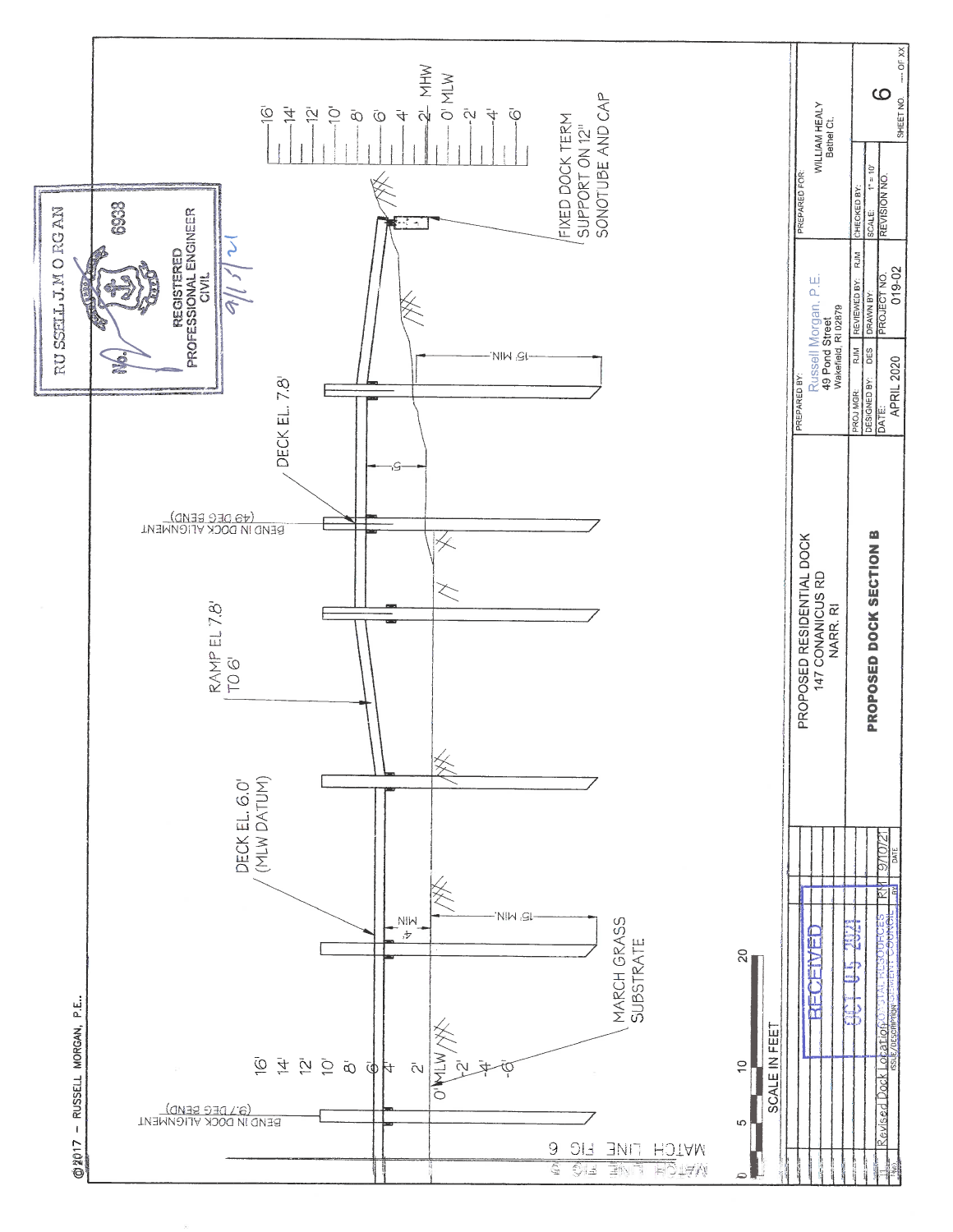©2017 – RUSSELL MORGAN, P.E..

RUSSELL J. MORGAN
No. 6938
REGISTERED PROFESSIONAL ENGINEER CIVIL
9/15/21

16'
14'
12'
10'
8'
6'
4'
2' MHW
0' MLW
-2'
-4'
-6'

FIXED DOCK TERM SUPPORT ON 12" SONOTUBE AND CAP

15' MIN.

DECK EL. 7.8'

5'

BEND IN DOCK ALIGNMENT (49 DEG BEND)

RAMP EL 7.8' TO 6'

DECK EL. 6.0' (MLW DATUM)

4' MIN

15' MIN.

MARCH GRASS SUBSTRATE

BEND IN DOCK ALIGNMENT (9.7 DEG BEND)

16'
14'
12'
10'
8'
6'
4'
2'
0' MLW
-2'
-4'
-6'

MATCH LINE FIG 6

0 5 10 20
SCALE IN FEET

RECEIVED
OCT 05 2021
COASTAL RESOURCES MANAGEMENT COUNCIL

| NO. | ISSUE/DESCRIPTION | BY | DATE |
|---|---|---|---|
| 1 | Revised Dock Location | RM | 9/10/21 |

PROPOSED RESIDENTIAL DOCK
147 CONANICUS RD
NARR. RI

PROPOSED DOCK SECTION B

PREPARED BY:
Russell Morgan, P.E.
49 Pond Street
Wakefield, RI 02879

PREPARED FOR:
WILLIAM HEALY
Bethel Ct.

| | | | |
|---|---|---|---|
| PROJ MGR: RJM | REVIEWED BY: RJM | CHECKED BY: | |
| DESIGNED BY: DES | DRAWN BY: | SCALE: 1" = 10' | |
| DATE: APRIL 2020 | PROJECT NO. 019-02 | REVISION NO. | SHEET NO. 6 OF XX |